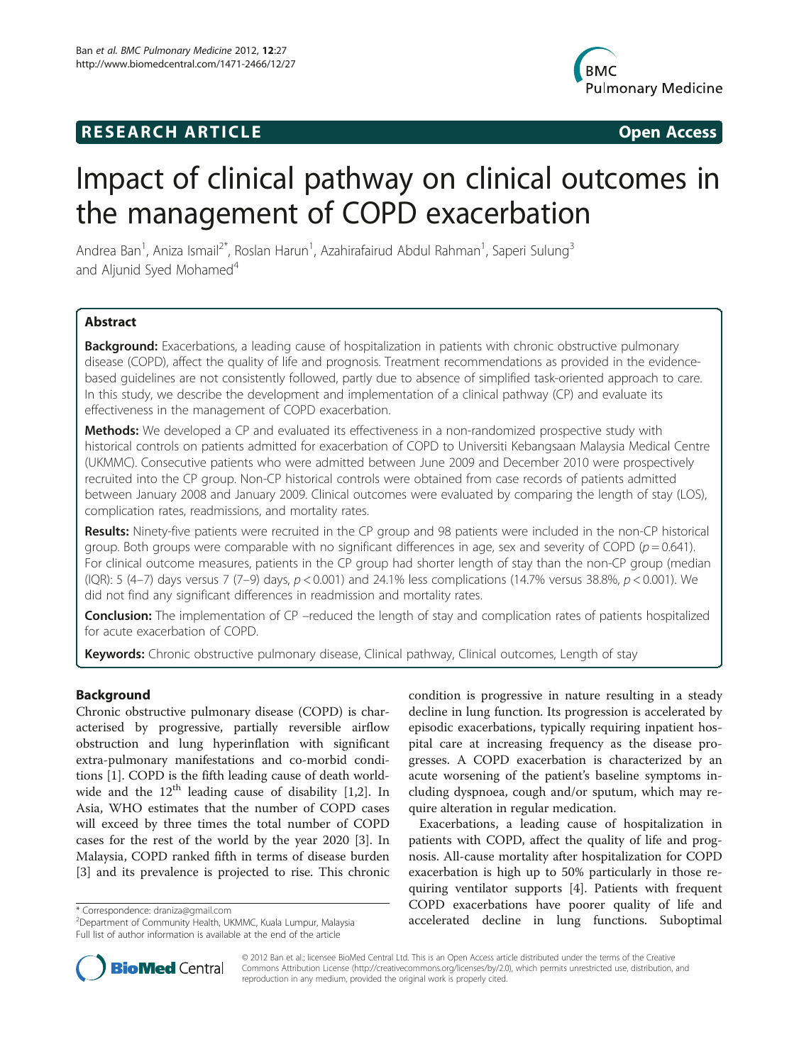RESEARCH ARTICLE **Open Access**

# Impact of clinical pathway on clinical outcomes in the management of COPD exacerbation

Andrea Ban[1], Aniza Ismail[2*], Roslan Harun[1], Azahirafairud Abdul Rahman[1], Saperi Sulung[3] and Aljunid Syed Mohamed[4]

## Abstract

**Background:** Exacerbations, a leading cause of hospitalization in patients with chronic obstructive pulmonary disease (COPD), affect the quality of life and prognosis. Treatment recommendations as provided in the evidence-based guidelines are not consistently followed, partly due to absence of simplified task-oriented approach to care. In this study, we describe the development and implementation of a clinical pathway (CP) and evaluate its effectiveness in the management of COPD exacerbation.

**Methods:** We developed a CP and evaluated its effectiveness in a non-randomized prospective study with historical controls on patients admitted for exacerbation of COPD to Universiti Kebangsaan Malaysia Medical Centre (UKMMC). Consecutive patients who were admitted between June 2009 and December 2010 were prospectively recruited into the CP group. Non-CP historical controls were obtained from case records of patients admitted between January 2008 and January 2009. Clinical outcomes were evaluated by comparing the length of stay (LOS), complication rates, readmissions, and mortality rates.

**Results:** Ninety-five patients were recruited in the CP group and 98 patients were included in the non-CP historical group. Both groups were comparable with no significant differences in age, sex and severity of COPD ($p = 0.641$). For clinical outcome measures, patients in the CP group had shorter length of stay than the non-CP group (median (IQR): 5 (4–7) days versus 7 (7–9) days, $p < 0.001$) and 24.1% less complications (14.7% versus 38.8%, $p < 0.001$). We did not find any significant differences in readmission and mortality rates.

**Conclusion:** The implementation of CP –reduced the length of stay and complication rates of patients hospitalized for acute exacerbation of COPD.

**Keywords:** Chronic obstructive pulmonary disease, Clinical pathway, Clinical outcomes, Length of stay

## Background

Chronic obstructive pulmonary disease (COPD) is characterised by progressive, partially reversible airflow obstruction and lung hyperinflation with significant extra-pulmonary manifestations and co-morbid conditions [1]. COPD is the fifth leading cause of death worldwide and the 12th leading cause of disability [1,2]. In Asia, WHO estimates that the number of COPD cases will exceed by three times the total number of COPD cases for the rest of the world by the year 2020 [3]. In Malaysia, COPD ranked fifth in terms of disease burden [3] and its prevalence is projected to rise. This chronic condition is progressive in nature resulting in a steady decline in lung function. Its progression is accelerated by episodic exacerbations, typically requiring inpatient hospital care at increasing frequency as the disease progresses. A COPD exacerbation is characterized by an acute worsening of the patient's baseline symptoms including dyspnoea, cough and/or sputum, which may require alteration in regular medication.

Exacerbations, a leading cause of hospitalization in patients with COPD, affect the quality of life and prognosis. All-cause mortality after hospitalization for COPD exacerbation is high up to 50% particularly in those requiring ventilator supports [4]. Patients with frequent COPD exacerbations have poorer quality of life and accelerated decline in lung functions. Suboptimal

\* Correspondence: draniza@gmail.com
[2]Department of Community Health, UKMMC, Kuala Lumpur, Malaysia
Full list of author information is available at the end of the article

© 2012 Ban et al.; licensee BioMed Central Ltd. This is an Open Access article distributed under the terms of the Creative Commons Attribution License (http://creativecommons.org/licenses/by/2.0), which permits unrestricted use, distribution, and reproduction in any medium, provided the original work is properly cited.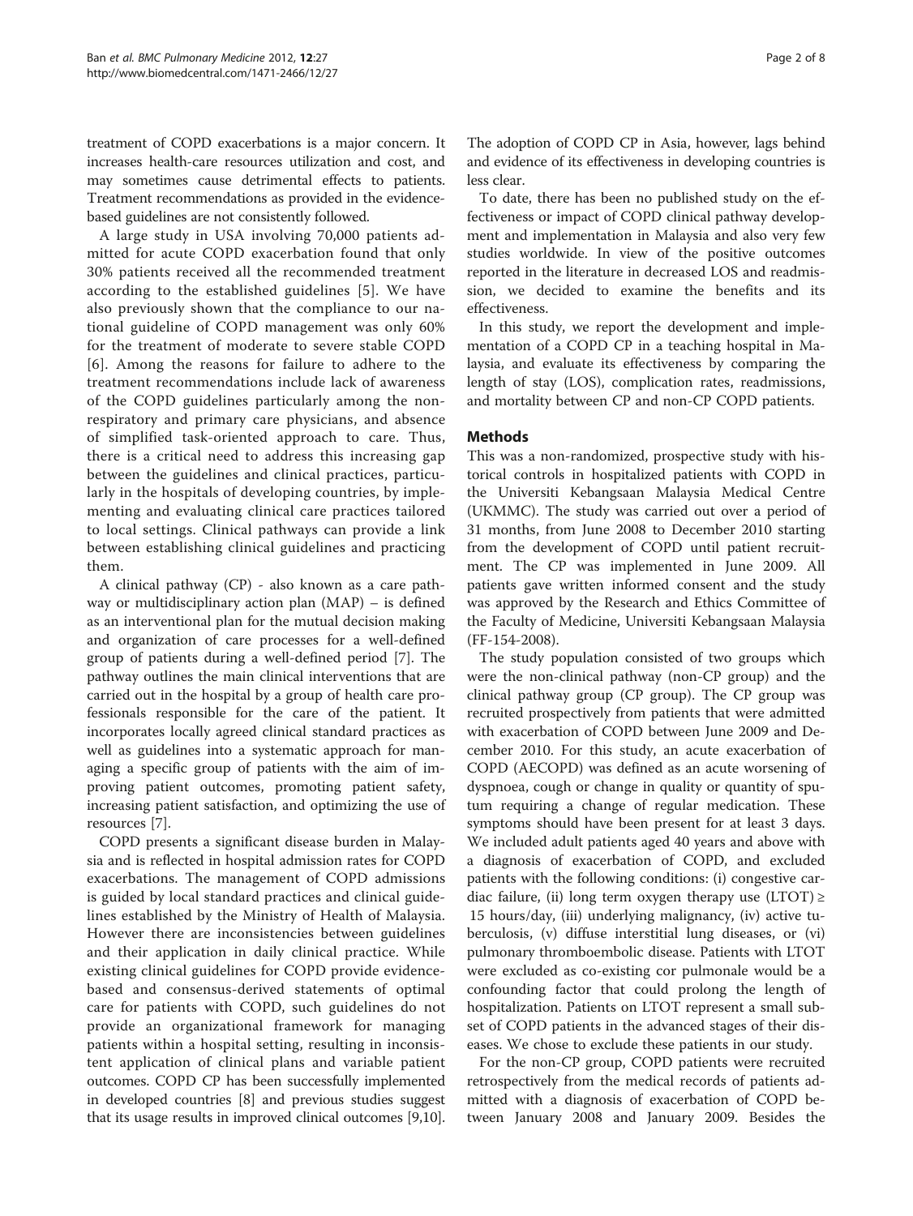treatment of COPD exacerbations is a major concern. It increases health-care resources utilization and cost, and may sometimes cause detrimental effects to patients. Treatment recommendations as provided in the evidence-based guidelines are not consistently followed.

A large study in USA involving 70,000 patients admitted for acute COPD exacerbation found that only 30% patients received all the recommended treatment according to the established guidelines [5]. We have also previously shown that the compliance to our national guideline of COPD management was only 60% for the treatment of moderate to severe stable COPD [6]. Among the reasons for failure to adhere to the treatment recommendations include lack of awareness of the COPD guidelines particularly among the non-respiratory and primary care physicians, and absence of simplified task-oriented approach to care. Thus, there is a critical need to address this increasing gap between the guidelines and clinical practices, particularly in the hospitals of developing countries, by implementing and evaluating clinical care practices tailored to local settings. Clinical pathways can provide a link between establishing clinical guidelines and practicing them.

A clinical pathway (CP) - also known as a care pathway or multidisciplinary action plan (MAP) – is defined as an interventional plan for the mutual decision making and organization of care processes for a well-defined group of patients during a well-defined period [7]. The pathway outlines the main clinical interventions that are carried out in the hospital by a group of health care professionals responsible for the care of the patient. It incorporates locally agreed clinical standard practices as well as guidelines into a systematic approach for managing a specific group of patients with the aim of improving patient outcomes, promoting patient safety, increasing patient satisfaction, and optimizing the use of resources [7].

COPD presents a significant disease burden in Malaysia and is reflected in hospital admission rates for COPD exacerbations. The management of COPD admissions is guided by local standard practices and clinical guidelines established by the Ministry of Health of Malaysia. However there are inconsistencies between guidelines and their application in daily clinical practice. While existing clinical guidelines for COPD provide evidence-based and consensus-derived statements of optimal care for patients with COPD, such guidelines do not provide an organizational framework for managing patients within a hospital setting, resulting in inconsistent application of clinical plans and variable patient outcomes. COPD CP has been successfully implemented in developed countries [8] and previous studies suggest that its usage results in improved clinical outcomes [9,10]. The adoption of COPD CP in Asia, however, lags behind and evidence of its effectiveness in developing countries is less clear.

To date, there has been no published study on the effectiveness or impact of COPD clinical pathway development and implementation in Malaysia and also very few studies worldwide. In view of the positive outcomes reported in the literature in decreased LOS and readmission, we decided to examine the benefits and its effectiveness.

In this study, we report the development and implementation of a COPD CP in a teaching hospital in Malaysia, and evaluate its effectiveness by comparing the length of stay (LOS), complication rates, readmissions, and mortality between CP and non-CP COPD patients.

## Methods

This was a non-randomized, prospective study with historical controls in hospitalized patients with COPD in the Universiti Kebangsaan Malaysia Medical Centre (UKMMC). The study was carried out over a period of 31 months, from June 2008 to December 2010 starting from the development of COPD until patient recruitment. The CP was implemented in June 2009. All patients gave written informed consent and the study was approved by the Research and Ethics Committee of the Faculty of Medicine, Universiti Kebangsaan Malaysia (FF-154-2008).

The study population consisted of two groups which were the non-clinical pathway (non-CP group) and the clinical pathway group (CP group). The CP group was recruited prospectively from patients that were admitted with exacerbation of COPD between June 2009 and December 2010. For this study, an acute exacerbation of COPD (AECOPD) was defined as an acute worsening of dyspnoea, cough or change in quality or quantity of sputum requiring a change of regular medication. These symptoms should have been present for at least 3 days. We included adult patients aged 40 years and above with a diagnosis of exacerbation of COPD, and excluded patients with the following conditions: (i) congestive cardiac failure, (ii) long term oxygen therapy use (LTOT) ≥ 15 hours/day, (iii) underlying malignancy, (iv) active tuberculosis, (v) diffuse interstitial lung diseases, or (vi) pulmonary thromboembolic disease. Patients with LTOT were excluded as co-existing cor pulmonale would be a confounding factor that could prolong the length of hospitalization. Patients on LTOT represent a small subset of COPD patients in the advanced stages of their diseases. We chose to exclude these patients in our study.

For the non-CP group, COPD patients were recruited retrospectively from the medical records of patients admitted with a diagnosis of exacerbation of COPD between January 2008 and January 2009. Besides the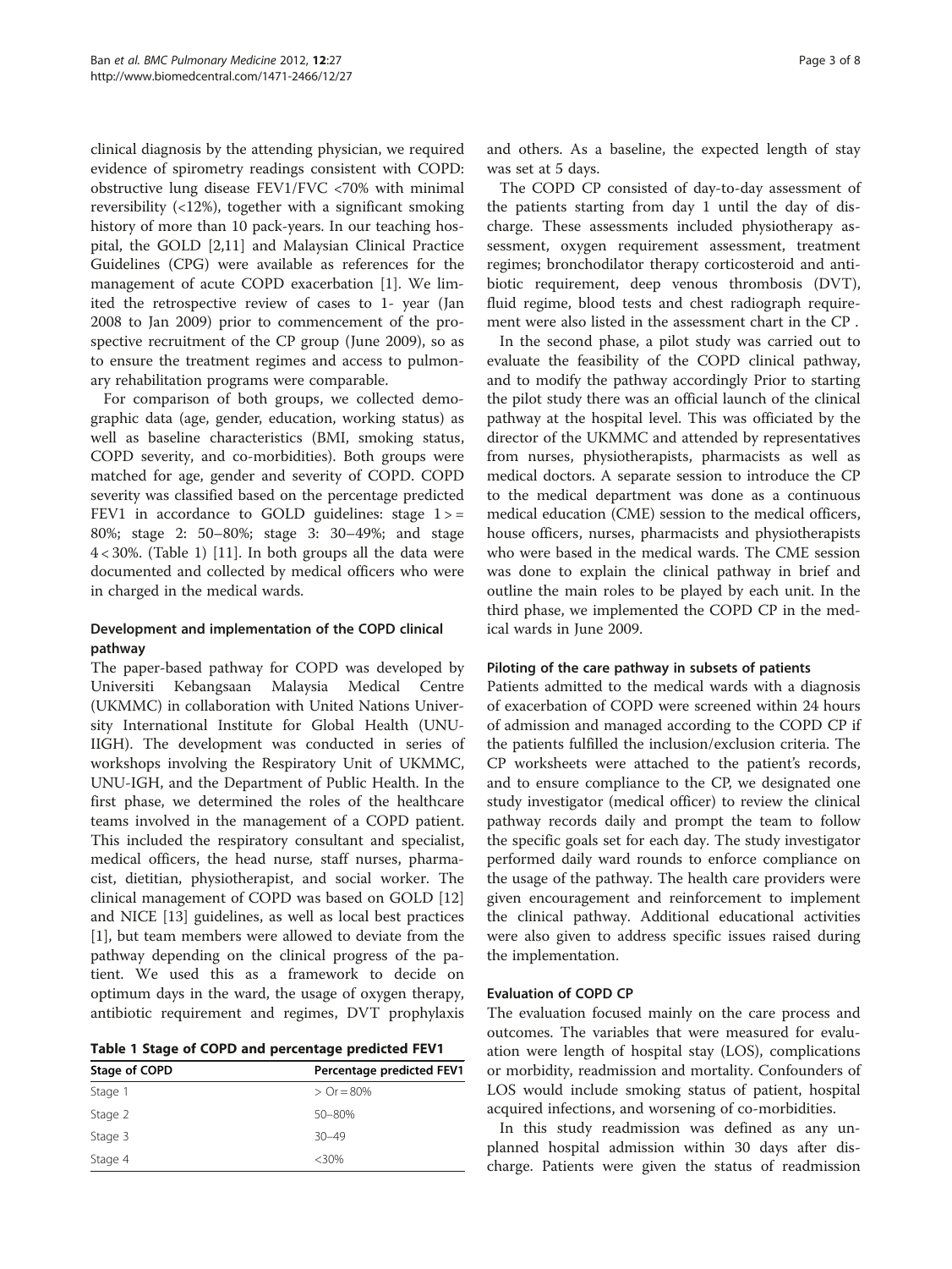clinical diagnosis by the attending physician, we required evidence of spirometry readings consistent with COPD: obstructive lung disease FEV1/FVC <70% with minimal reversibility (<12%), together with a significant smoking history of more than 10 pack-years. In our teaching hospital, the GOLD [2,11] and Malaysian Clinical Practice Guidelines (CPG) were available as references for the management of acute COPD exacerbation [1]. We limited the retrospective review of cases to 1- year (Jan 2008 to Jan 2009) prior to commencement of the prospective recruitment of the CP group (June 2009), so as to ensure the treatment regimes and access to pulmonary rehabilitation programs were comparable.

For comparison of both groups, we collected demographic data (age, gender, education, working status) as well as baseline characteristics (BMI, smoking status, COPD severity, and co-morbidities). Both groups were matched for age, gender and severity of COPD. COPD severity was classified based on the percentage predicted FEV1 in accordance to GOLD guidelines: stage 1 > = 80%; stage 2: 50–80%; stage 3: 30–49%; and stage 4 < 30%. (Table 1) [11]. In both groups all the data were documented and collected by medical officers who were in charged in the medical wards.

### Development and implementation of the COPD clinical pathway

The paper-based pathway for COPD was developed by Universiti Kebangsaan Malaysia Medical Centre (UKMMC) in collaboration with United Nations University International Institute for Global Health (UNU-IIGH). The development was conducted in series of workshops involving the Respiratory Unit of UKMMC, UNU-IGH, and the Department of Public Health. In the first phase, we determined the roles of the healthcare teams involved in the management of a COPD patient. This included the respiratory consultant and specialist, medical officers, the head nurse, staff nurses, pharmacist, dietitian, physiotherapist, and social worker. The clinical management of COPD was based on GOLD [12] and NICE [13] guidelines, as well as local best practices [1], but team members were allowed to deviate from the pathway depending on the clinical progress of the patient. We used this as a framework to decide on optimum days in the ward, the usage of oxygen therapy, antibiotic requirement and regimes, DVT prophylaxis and others. As a baseline, the expected length of stay was set at 5 days.

**Table 1 Stage of COPD and percentage predicted FEV1**

| Stage of COPD | Percentage predicted FEV1 |
|---|---|
| Stage 1 | > Or = 80% |
| Stage 2 | 50–80% |
| Stage 3 | 30–49 |
| Stage 4 | <30% |

The COPD CP consisted of day-to-day assessment of the patients starting from day 1 until the day of discharge. These assessments included physiotherapy assessment, oxygen requirement assessment, treatment regimes; bronchodilator therapy corticosteroid and antibiotic requirement, deep venous thrombosis (DVT), fluid regime, blood tests and chest radiograph requirement were also listed in the assessment chart in the CP .

In the second phase, a pilot study was carried out to evaluate the feasibility of the COPD clinical pathway, and to modify the pathway accordingly Prior to starting the pilot study there was an official launch of the clinical pathway at the hospital level. This was officiated by the director of the UKMMC and attended by representatives from nurses, physiotherapists, pharmacists as well as medical doctors. A separate session to introduce the CP to the medical department was done as a continuous medical education (CME) session to the medical officers, house officers, nurses, pharmacists and physiotherapists who were based in the medical wards. The CME session was done to explain the clinical pathway in brief and outline the main roles to be played by each unit. In the third phase, we implemented the COPD CP in the medical wards in June 2009.

### Piloting of the care pathway in subsets of patients

Patients admitted to the medical wards with a diagnosis of exacerbation of COPD were screened within 24 hours of admission and managed according to the COPD CP if the patients fulfilled the inclusion/exclusion criteria. The CP worksheets were attached to the patient's records, and to ensure compliance to the CP, we designated one study investigator (medical officer) to review the clinical pathway records daily and prompt the team to follow the specific goals set for each day. The study investigator performed daily ward rounds to enforce compliance on the usage of the pathway. The health care providers were given encouragement and reinforcement to implement the clinical pathway. Additional educational activities were also given to address specific issues raised during the implementation.

### Evaluation of COPD CP

The evaluation focused mainly on the care process and outcomes. The variables that were measured for evaluation were length of hospital stay (LOS), complications or morbidity, readmission and mortality. Confounders of LOS would include smoking status of patient, hospital acquired infections, and worsening of co-morbidities.

In this study readmission was defined as any unplanned hospital admission within 30 days after discharge. Patients were given the status of readmission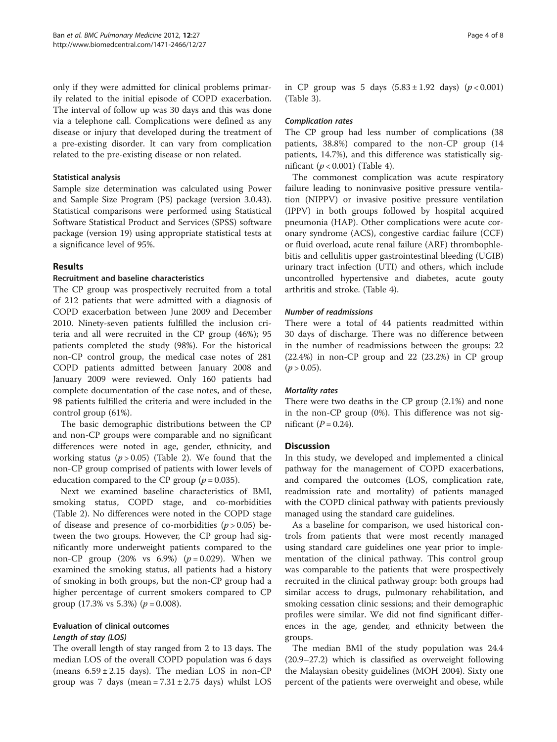only if they were admitted for clinical problems primarily related to the initial episode of COPD exacerbation. The interval of follow up was 30 days and this was done via a telephone call. Complications were defined as any disease or injury that developed during the treatment of a pre-existing disorder. It can vary from complication related to the pre-existing disease or non related.

### Statistical analysis

Sample size determination was calculated using Power and Sample Size Program (PS) package (version 3.0.43). Statistical comparisons were performed using Statistical Software Statistical Product and Services (SPSS) software package (version 19) using appropriate statistical tests at a significance level of 95%.

## Results

### Recruitment and baseline characteristics

The CP group was prospectively recruited from a total of 212 patients that were admitted with a diagnosis of COPD exacerbation between June 2009 and December 2010. Ninety-seven patients fulfilled the inclusion criteria and all were recruited in the CP group (46%); 95 patients completed the study (98%). For the historical non-CP control group, the medical case notes of 281 COPD patients admitted between January 2008 and January 2009 were reviewed. Only 160 patients had complete documentation of the case notes, and of these, 98 patients fulfilled the criteria and were included in the control group (61%).

The basic demographic distributions between the CP and non-CP groups were comparable and no significant differences were noted in age, gender, ethnicity, and working status ($p > 0.05$) (Table 2). We found that the non-CP group comprised of patients with lower levels of education compared to the CP group ($p = 0.035$).

Next we examined baseline characteristics of BMI, smoking status, COPD stage, and co-morbidities (Table 2). No differences were noted in the COPD stage of disease and presence of co-morbidities ($p > 0.05$) between the two groups. However, the CP group had significantly more underweight patients compared to the non-CP group (20% vs 6.9%) ($p = 0.029$). When we examined the smoking status, all patients had a history of smoking in both groups, but the non-CP group had a higher percentage of current smokers compared to CP group (17.3% vs 5.3%) ($p = 0.008$).

### Evaluation of clinical outcomes

#### *Length of stay (LOS)*

The overall length of stay ranged from 2 to 13 days. The median LOS of the overall COPD population was 6 days (means $6.59 \pm 2.15$ days). The median LOS in non-CP group was 7 days (mean = $7.31 \pm 2.75$ days) whilst LOS in CP group was 5 days ($5.83 \pm 1.92$ days) ($p < 0.001$) (Table 3).

#### *Complication rates*

The CP group had less number of complications (38 patients, 38.8%) compared to the non-CP group (14 patients, 14.7%), and this difference was statistically significant ($p < 0.001$) (Table 4).

The commonest complication was acute respiratory failure leading to noninvasive positive pressure ventilation (NIPPV) or invasive positive pressure ventilation (IPPV) in both groups followed by hospital acquired pneumonia (HAP). Other complications were acute coronary syndrome (ACS), congestive cardiac failure (CCF) or fluid overload, acute renal failure (ARF) thrombophlebitis and cellulitis upper gastrointestinal bleeding (UGIB) urinary tract infection (UTI) and others, which include uncontrolled hypertensive and diabetes, acute gouty arthritis and stroke. (Table 4).

#### *Number of readmissions*

There were a total of 44 patients readmitted within 30 days of discharge. There was no difference between in the number of readmissions between the groups: 22 (22.4%) in non-CP group and 22 (23.2%) in CP group ($p > 0.05$).

#### *Mortality rates*

There were two deaths in the CP group (2.1%) and none in the non-CP group (0%). This difference was not significant ($P = 0.24$).

## Discussion

In this study, we developed and implemented a clinical pathway for the management of COPD exacerbations, and compared the outcomes (LOS, complication rate, readmission rate and mortality) of patients managed with the COPD clinical pathway with patients previously managed using the standard care guidelines.

As a baseline for comparison, we used historical controls from patients that were most recently managed using standard care guidelines one year prior to implementation of the clinical pathway. This control group was comparable to the patients that were prospectively recruited in the clinical pathway group: both groups had similar access to drugs, pulmonary rehabilitation, and smoking cessation clinic sessions; and their demographic profiles were similar. We did not find significant differences in the age, gender, and ethnicity between the groups.

The median BMI of the study population was 24.4 (20.9–27.2) which is classified as overweight following the Malaysian obesity guidelines (MOH 2004). Sixty one percent of the patients were overweight and obese, while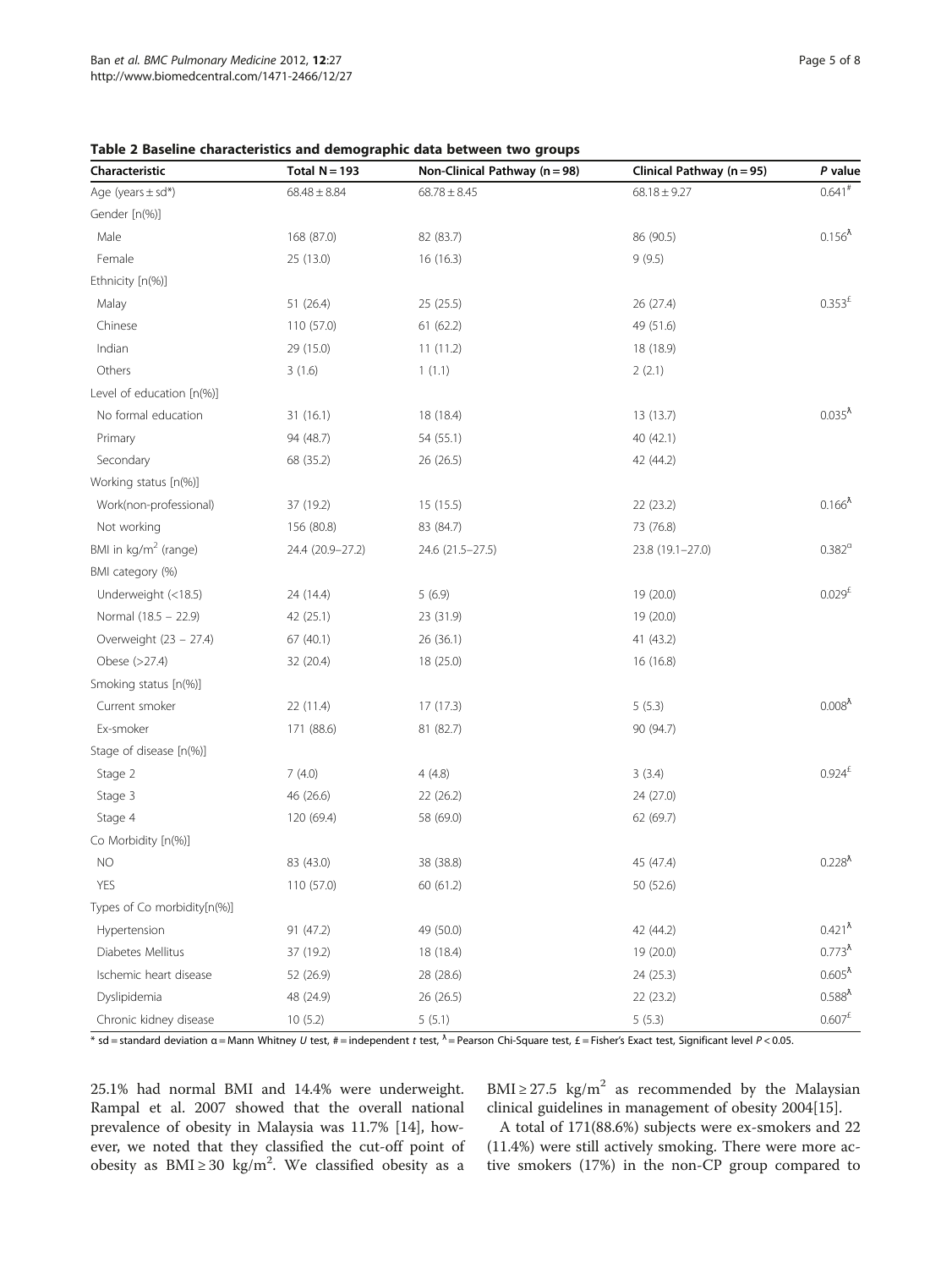**Table 2 Baseline characteristics and demographic data between two groups**

| Characteristic | Total N = 193 | Non-Clinical Pathway (n = 98) | Clinical Pathway (n = 95) | *P* value |
|---|---|---|---|---|
| Age (years ± sd*) | 68.48 ± 8.84 | 68.78 ± 8.45 | 68.18 ± 9.27 | 0.641[#] |
| Gender [n(%)] | | | | |
| Male | 168 (87.0) | 82 (83.7) | 86 (90.5) | 0.156[^] |
| Female | 25 (13.0) | 16 (16.3) | 9 (9.5) | |
| Ethnicity [n(%)] | | | | |
| Malay | 51 (26.4) | 25 (25.5) | 26 (27.4) | 0.353[£] |
| Chinese | 110 (57.0) | 61 (62.2) | 49 (51.6) | |
| Indian | 29 (15.0) | 11 (11.2) | 18 (18.9) | |
| Others | 3 (1.6) | 1 (1.1) | 2 (2.1) | |
| Level of education [n(%)] | | | | |
| No formal education | 31 (16.1) | 18 (18.4) | 13 (13.7) | 0.035[^] |
| Primary | 94 (48.7) | 54 (55.1) | 40 (42.1) | |
| Secondary | 68 (35.2) | 26 (26.5) | 42 (44.2) | |
| Working status [n(%)] | | | | |
| Work(non-professional) | 37 (19.2) | 15 (15.5) | 22 (23.2) | 0.166[^] |
| Not working | 156 (80.8) | 83 (84.7) | 73 (76.8) | |
| BMI in kg/m$^2$ (range) | 24.4 (20.9–27.2) | 24.6 (21.5–27.5) | 23.8 (19.1–27.0) | 0.382[α] |
| BMI category (%) | | | | |
| Underweight (<18.5) | 24 (14.4) | 5 (6.9) | 19 (20.0) | 0.029[£] |
| Normal (18.5 – 22.9) | 42 (25.1) | 23 (31.9) | 19 (20.0) | |
| Overweight (23 – 27.4) | 67 (40.1) | 26 (36.1) | 41 (43.2) | |
| Obese (>27.4) | 32 (20.4) | 18 (25.0) | 16 (16.8) | |
| Smoking status [n(%)] | | | | |
| Current smoker | 22 (11.4) | 17 (17.3) | 5 (5.3) | 0.008[^] |
| Ex-smoker | 171 (88.6) | 81 (82.7) | 90 (94.7) | |
| Stage of disease [n(%)] | | | | |
| Stage 2 | 7 (4.0) | 4 (4.8) | 3 (3.4) | 0.924[£] |
| Stage 3 | 46 (26.6) | 22 (26.2) | 24 (27.0) | |
| Stage 4 | 120 (69.4) | 58 (69.0) | 62 (69.7) | |
| Co Morbidity [n(%)] | | | | |
| NO | 83 (43.0) | 38 (38.8) | 45 (47.4) | 0.228[^] |
| YES | 110 (57.0) | 60 (61.2) | 50 (52.6) | |
| Types of Co morbidity[n(%)] | | | | |
| Hypertension | 91 (47.2) | 49 (50.0) | 42 (44.2) | 0.421[^] |
| Diabetes Mellitus | 37 (19.2) | 18 (18.4) | 19 (20.0) | 0.773[^] |
| Ischemic heart disease | 52 (26.9) | 28 (28.6) | 24 (25.3) | 0.605[^] |
| Dyslipidemia | 48 (24.9) | 26 (26.5) | 22 (23.2) | 0.588[^] |
| Chronic kidney disease | 10 (5.2) | 5 (5.1) | 5 (5.3) | 0.607[£] |

\* sd = standard deviation α = Mann Whitney *U* test, # = independent *t* test, ^ = Pearson Chi-Square test, £ = Fisher's Exact test, Significant level $P < 0.05$.

25.1% had normal BMI and 14.4% were underweight. Rampal et al. 2007 showed that the overall national prevalence of obesity in Malaysia was 11.7% [14], however, we noted that they classified the cut-off point of obesity as BMI ≥ 30 kg/m$^2$. We classified obesity as a BMI ≥ 27.5 kg/m$^2$ as recommended by the Malaysian clinical guidelines in management of obesity 2004[15].

A total of 171(88.6%) subjects were ex-smokers and 22 (11.4%) were still actively smoking. There were more active smokers (17%) in the non-CP group compared to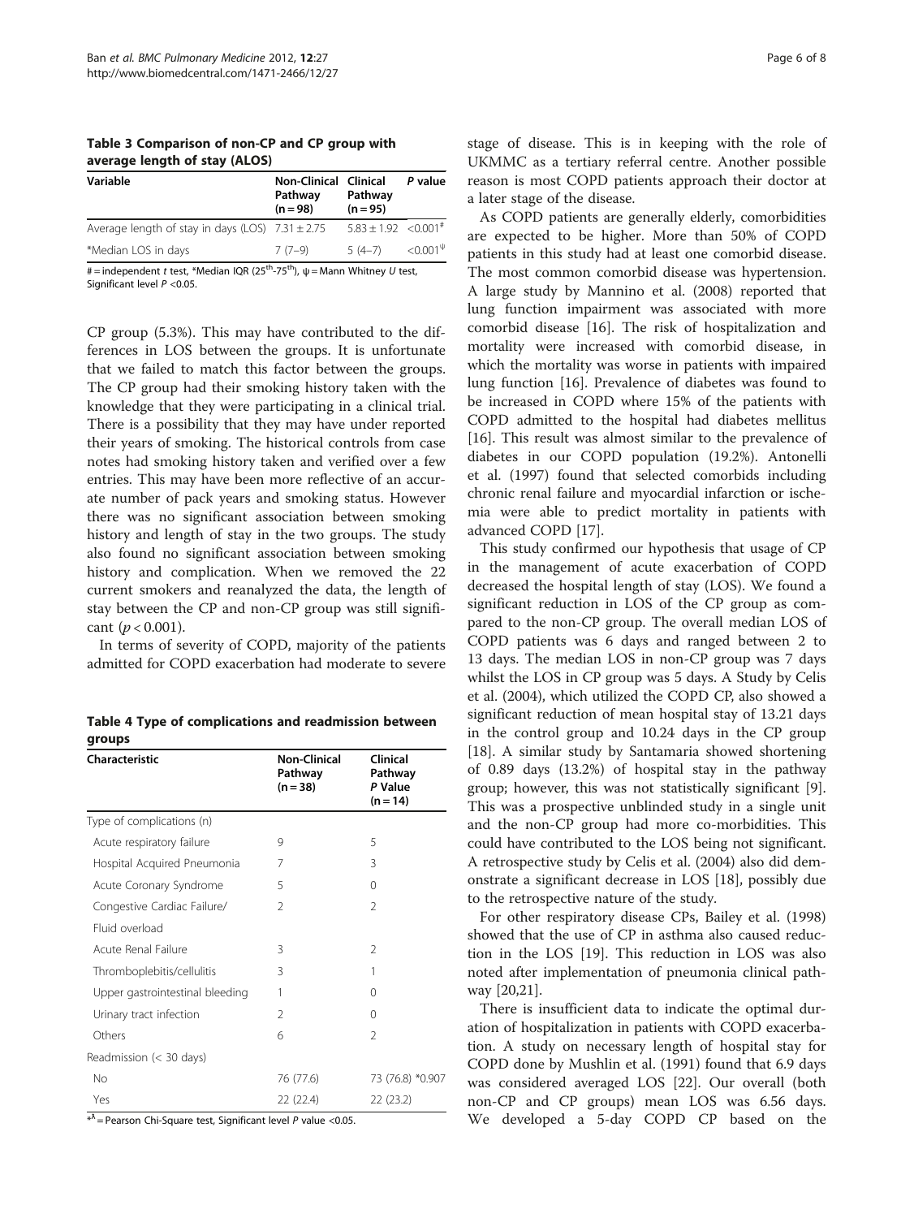**Table 3 Comparison of non-CP and CP group with average length of stay (ALOS)**

| Variable | Non-Clinical Pathway (n = 98) | Clinical Pathway (n = 95) | P value |
|---|---|---|---|
| Average length of stay in days (LOS) | 7.31 ± 2.75 | 5.83 ± 1.92 | <0.001# |
| *Median LOS in days | 7 (7–9) | 5 (4–7) | <0.001ψ |

# = independent t test, *Median IQR (25th-75th), ψ = Mann Whitney U test, Significant level P <0.05.

CP group (5.3%). This may have contributed to the differences in LOS between the groups. It is unfortunate that we failed to match this factor between the groups. The CP group had their smoking history taken with the knowledge that they were participating in a clinical trial. There is a possibility that they may have under reported their years of smoking. The historical controls from case notes had smoking history taken and verified over a few entries. This may have been more reflective of an accurate number of pack years and smoking status. However there was no significant association between smoking history and length of stay in the two groups. The study also found no significant association between smoking history and complication. When we removed the 22 current smokers and reanalyzed the data, the length of stay between the CP and non-CP group was still significant ($p < 0.001$).

In terms of severity of COPD, majority of the patients admitted for COPD exacerbation had moderate to severe stage of disease. This is in keeping with the role of UKMMC as a tertiary referral centre. Another possible reason is most COPD patients approach their doctor at a later stage of the disease.

**Table 4 Type of complications and readmission between groups**

| Characteristic | Non-Clinical Pathway (n = 38) | Clinical Pathway P Value (n = 14) |
|---|---|---|
| Type of complications (n) | | |
| Acute respiratory failure | 9 | 5 |
| Hospital Acquired Pneumonia | 7 | 3 |
| Acute Coronary Syndrome | 5 | 0 |
| Congestive Cardiac Failure/ Fluid overload | 2 | 2 |
| Acute Renal Failure | 3 | 2 |
| Thromboplebitis/cellulitis | 3 | 1 |
| Upper gastrointestinal bleeding | 1 | 0 |
| Urinary tract infection | 2 | 0 |
| Others | 6 | 2 |
| Readmission (< 30 days) | | |
| No | 76 (77.6) | 73 (76.8) *0.907 |
| Yes | 22 (22.4) | 22 (23.2) |

*λ = Pearson Chi-Square test, Significant level P value <0.05.

As COPD patients are generally elderly, comorbidities are expected to be higher. More than 50% of COPD patients in this study had at least one comorbid disease. The most common comorbid disease was hypertension. A large study by Mannino et al. (2008) reported that lung function impairment was associated with more comorbid disease [16]. The risk of hospitalization and mortality were increased with comorbid disease, in which the mortality was worse in patients with impaired lung function [16]. Prevalence of diabetes was found to be increased in COPD where 15% of the patients with COPD admitted to the hospital had diabetes mellitus [16]. This result was almost similar to the prevalence of diabetes in our COPD population (19.2%). Antonelli et al. (1997) found that selected comorbids including chronic renal failure and myocardial infarction or ischemia were able to predict mortality in patients with advanced COPD [17].

This study confirmed our hypothesis that usage of CP in the management of acute exacerbation of COPD decreased the hospital length of stay (LOS). We found a significant reduction in LOS of the CP group as compared to the non-CP group. The overall median LOS of COPD patients was 6 days and ranged between 2 to 13 days. The median LOS in non-CP group was 7 days whilst the LOS in CP group was 5 days. A Study by Celis et al. (2004), which utilized the COPD CP, also showed a significant reduction of mean hospital stay of 13.21 days in the control group and 10.24 days in the CP group [18]. A similar study by Santamaria showed shortening of 0.89 days (13.2%) of hospital stay in the pathway group; however, this was not statistically significant [9]. This was a prospective unblinded study in a single unit and the non-CP group had more co-morbidities. This could have contributed to the LOS being not significant. A retrospective study by Celis et al. (2004) also did demonstrate a significant decrease in LOS [18], possibly due to the retrospective nature of the study.

For other respiratory disease CPs, Bailey et al. (1998) showed that the use of CP in asthma also caused reduction in the LOS [19]. This reduction in LOS was also noted after implementation of pneumonia clinical pathway [20,21].

There is insufficient data to indicate the optimal duration of hospitalization in patients with COPD exacerbation. A study on necessary length of hospital stay for COPD done by Mushlin et al. (1991) found that 6.9 days was considered averaged LOS [22]. Our overall (both non-CP and CP groups) mean LOS was 6.56 days. We developed a 5-day COPD CP based on the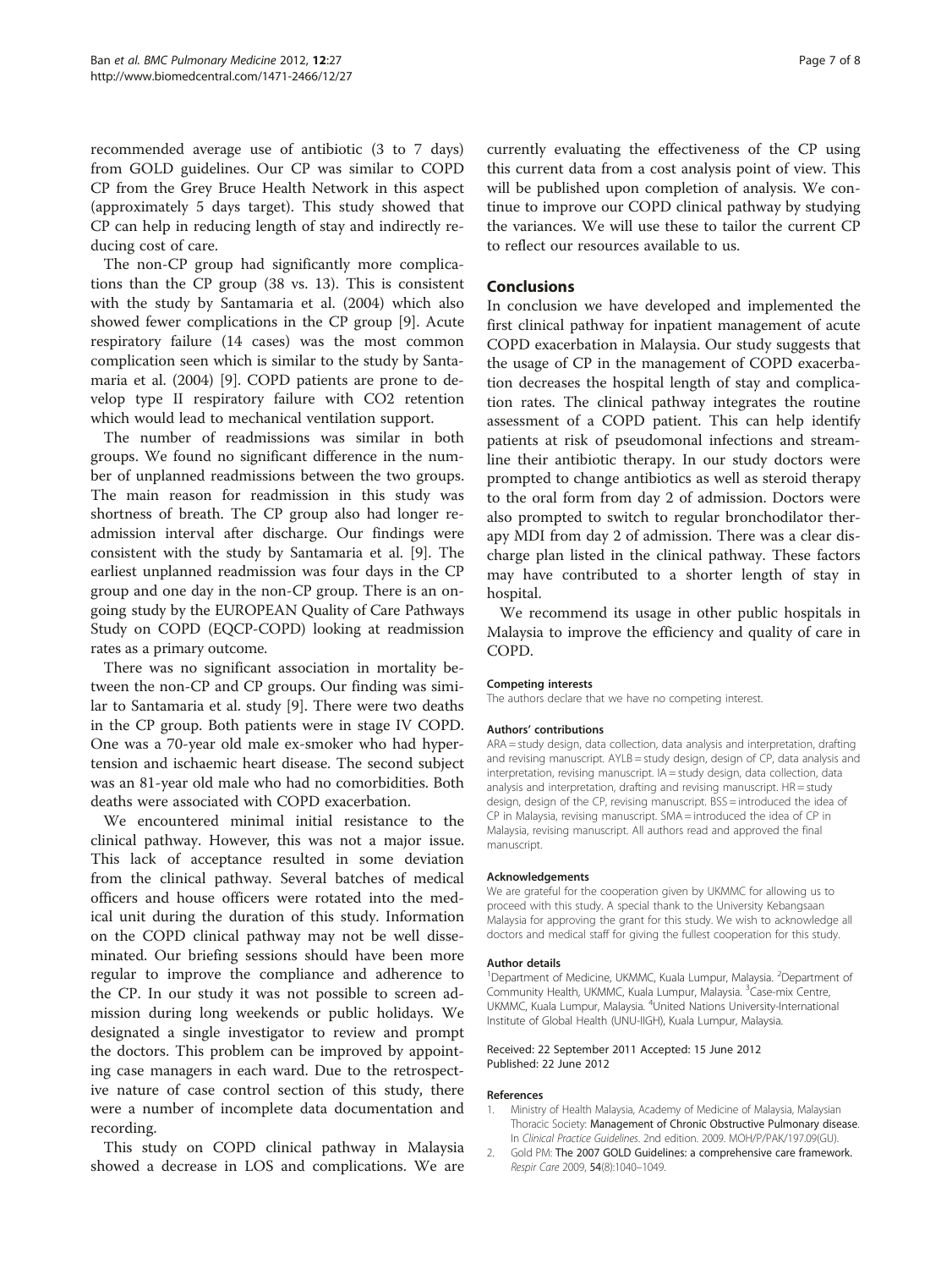recommended average use of antibiotic (3 to 7 days) from GOLD guidelines. Our CP was similar to COPD CP from the Grey Bruce Health Network in this aspect (approximately 5 days target). This study showed that CP can help in reducing length of stay and indirectly reducing cost of care.

The non-CP group had significantly more complications than the CP group (38 vs. 13). This is consistent with the study by Santamaria et al. (2004) which also showed fewer complications in the CP group [9]. Acute respiratory failure (14 cases) was the most common complication seen which is similar to the study by Santamaria et al. (2004) [9]. COPD patients are prone to develop type II respiratory failure with CO2 retention which would lead to mechanical ventilation support.

The number of readmissions was similar in both groups. We found no significant difference in the number of unplanned readmissions between the two groups. The main reason for readmission in this study was shortness of breath. The CP group also had longer readmission interval after discharge. Our findings were consistent with the study by Santamaria et al. [9]. The earliest unplanned readmission was four days in the CP group and one day in the non-CP group. There is an ongoing study by the EUROPEAN Quality of Care Pathways Study on COPD (EQCP-COPD) looking at readmission rates as a primary outcome.

There was no significant association in mortality between the non-CP and CP groups. Our finding was similar to Santamaria et al. study [9]. There were two deaths in the CP group. Both patients were in stage IV COPD. One was a 70-year old male ex-smoker who had hypertension and ischaemic heart disease. The second subject was an 81-year old male who had no comorbidities. Both deaths were associated with COPD exacerbation.

We encountered minimal initial resistance to the clinical pathway. However, this was not a major issue. This lack of acceptance resulted in some deviation from the clinical pathway. Several batches of medical officers and house officers were rotated into the medical unit during the duration of this study. Information on the COPD clinical pathway may not be well disseminated. Our briefing sessions should have been more regular to improve the compliance and adherence to the CP. In our study it was not possible to screen admission during long weekends or public holidays. We designated a single investigator to review and prompt the doctors. This problem can be improved by appointing case managers in each ward. Due to the retrospective nature of case control section of this study, there were a number of incomplete data documentation and recording.

This study on COPD clinical pathway in Malaysia showed a decrease in LOS and complications. We are currently evaluating the effectiveness of the CP using this current data from a cost analysis point of view. This will be published upon completion of analysis. We continue to improve our COPD clinical pathway by studying the variances. We will use these to tailor the current CP to reflect our resources available to us.

## Conclusions

In conclusion we have developed and implemented the first clinical pathway for inpatient management of acute COPD exacerbation in Malaysia. Our study suggests that the usage of CP in the management of COPD exacerbation decreases the hospital length of stay and complication rates. The clinical pathway integrates the routine assessment of a COPD patient. This can help identify patients at risk of pseudomonal infections and streamline their antibiotic therapy. In our study doctors were prompted to change antibiotics as well as steroid therapy to the oral form from day 2 of admission. Doctors were also prompted to switch to regular bronchodilator therapy MDI from day 2 of admission. There was a clear discharge plan listed in the clinical pathway. These factors may have contributed to a shorter length of stay in hospital.

We recommend its usage in other public hospitals in Malaysia to improve the efficiency and quality of care in COPD.

#### Competing interests
The authors declare that we have no competing interest.

#### Authors' contributions
ARA = study design, data collection, data analysis and interpretation, drafting and revising manuscript. AYLB = study design, design of CP, data analysis and interpretation, revising manuscript. IA = study design, data collection, data analysis and interpretation, drafting and revising manuscript. HR = study design, design of the CP, revising manuscript. BSS = introduced the idea of CP in Malaysia, revising manuscript. SMA = introduced the idea of CP in Malaysia, revising manuscript. All authors read and approved the final manuscript.

#### Acknowledgements
We are grateful for the cooperation given by UKMMC for allowing us to proceed with this study. A special thank to the University Kebangsaan Malaysia for approving the grant for this study. We wish to acknowledge all doctors and medical staff for giving the fullest cooperation for this study.

#### Author details
[1]Department of Medicine, UKMMC, Kuala Lumpur, Malaysia. [2]Department of Community Health, UKMMC, Kuala Lumpur, Malaysia. [3]Case-mix Centre, UKMMC, Kuala Lumpur, Malaysia. [4]United Nations University-International Institute of Global Health (UNU-IIGH), Kuala Lumpur, Malaysia.

Received: 22 September 2011 Accepted: 15 June 2012
Published: 22 June 2012

#### References
1. Ministry of Health Malaysia, Academy of Medicine of Malaysia, Malaysian Thoracic Society: **Management of Chronic Obstructive Pulmonary disease**. In *Clinical Practice Guidelines*. 2nd edition. 2009. MOH/P/PAK/197.09(GU).
2. Gold PM: **The 2007 GOLD Guidelines: a comprehensive care framework.** *Respir Care* 2009, **54**(8):1040–1049.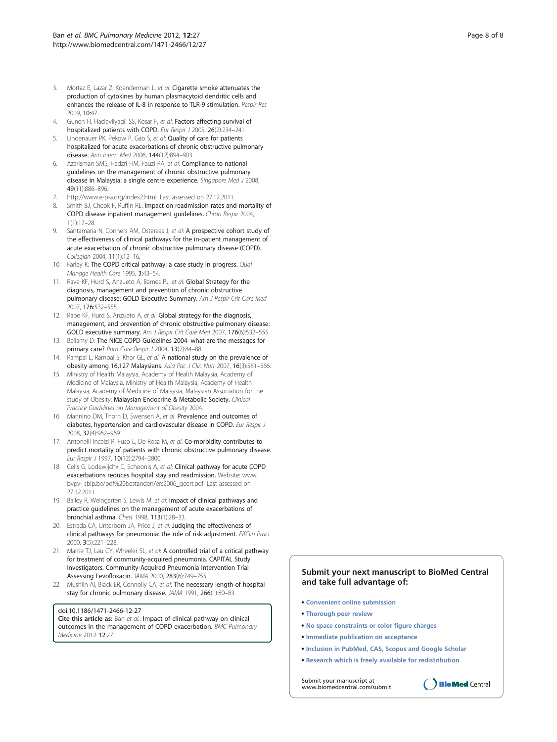3. Mortaz E, Lazar Z, Koenderman L, *et al*: **Cigarette smoke attenuates the production of cytokines by human plasmacytoid dendritic cells and enhances the release of IL-8 in response to TLR-9 stimulation.** *Respir Res* 2009, **10:**47.
4. Gunen H, Hacievliyagil SS, Kosar F, *et al*: **Factors affecting survival of hospitalized patients with COPD.** *Eur Respir J* 2005, **26**(2):234–241.
5. Lindenauer PK, Pekow P, Gao S, *et al*: **Quality of care for patients hospitalized for acute exacerbations of chronic obstructive pulmonary disease.** *Ann Intern Med* 2006, **144**(12):894–903.
6. Azarisman SMS, Hadzri HM, Fauzi RA, *et al*: **Compliance to national guidelines on the management of chronic obstructive pulmonary disease in Malaysia: a single centre experience.** *Singapore Med J* 2008, **49**(11):886–896.
7. http://www.e-p-a.org/index2.html. Last assessed on 27.12.2011.
8. Smith BJ, Cheok F, Ruffin RE: **Impact on readmission rates and mortality of COPD disease inpatient management guidelines.** *Chron Respir* 2004, **1**(1):17–28.
9. Santamaria N, Conners AM, Osteraas J, *et al*: **A prospective cohort study of the effectiveness of clinical pathways for the in-patient management of acute exacerbation of chronic obstructive pulmonary disease (COPD).** *Collegian* 2004, **11**(1):12–16.
10. Farley K: **The COPD critical pathway: a case study in progress.** *Qual Manage Health Care* 1995, **3:**43–54.
11. Rave KF, Hurd S, Anzueto A, Barnes PJ, *et al*: **Global Strategy for the diagnosis, management and prevention of chronic obstructive pulmonary disease: GOLD Executive Summary.** *Am J Respir Crit Care Med* 2007, **176:**532–555.
12. Rabe KF, Hurd S, Anzueto A, *et al*: **Global strategy for the diagnosis, management, and prevention of chronic obstructive pulmonary disease: GOLD executive summary.** *Am J Respir Crit Care Med* 2007, **176**(6):532–555.
13. Bellamy D: **The NICE COPD Guidelines 2004–what are the messages for primary care?** *Prim Care Respir J* 2004, **13**(2):84–88.
14. Rampal L, Rampal S, Khor GL, *et al*: **A national study on the prevalence of obesity among 16,127 Malaysians.** *Asia Pac J Clin Nutr* 2007, **16**(3):561–566.
15. Ministry of Health Malaysia, Academy of Health Malaysia, Academy of Medicine of Malaysia, Ministry of Health Malaysia, Academy of Health Malaysia, Academy of Medicine of Malaysia, Malaysian Association for the study of Obesity: **Malaysian Endocrine & Metabolic Society.** *Clinical Practice Guidelines on Management of Obesity* 2004.
16. Mannino DM, Thorn D, Swensen A, *et al*: **Prevalence and outcomes of diabetes, hypertension and cardiovascular disease in COPD.** *Eur Respir J* 2008, **32**(4):962–969.
17. Antonelli Incalzi R, Fuso L, De Rosa M, *et al*: **Co-morbidity contributes to predict mortality of patients with chronic obstructive pulmonary disease.** *Eur Respir J* 1997, **10**(12):2794–2800.
18. Celis G, Lodewijchx C, Schoonis A, *et al*: **Clinical pathway for acute COPD exacerbations reduces hospital stay and readmission.** Website: www.bvpv- sbip.be/pdf%20bestanden/ers2006_geert.pdf. Last assessed on 27.12.2011.
19. Bailey R, Weingarten S, Lewis M, *et al*: **Impact of clinical pathways and practice guidelines on the management of acute exacerbations of bronchial asthma.** *Chest* 1998, **113**(1):28–33.
20. Estrada CA, Unterborn JA, Price J, *et al*: **Judging the effectiveness of clinical pathways for pneumonia: the role of risk adjustment.** *EffClin Pract* 2000, **3**(5):221–228.
21. Marrie TJ, Lau CY, Wheeler SL, *et al*: **A controlled trial of a critical pathway for treatment of community-acquired pneumonia. CAPITAL Study Investigators. Community-Acquired Pneumonia Intervention Trial Assessing Levofloxacin.** *JAMA* 2000, **283**(6):749–755.
22. Mushlin AI, Black ER, Connolly CA, *et al*: **The necessary length of hospital stay for chronic pulmonary disease.** *JAMA* 1991, **266**(1):80–83.

doi:10.1186/1471-2466-12-27

**Cite this article as:** Ban *et al.*: Impact of clinical pathway on clinical outcomes in the management of COPD exacerbation. *BMC Pulmonary Medicine* 2012 **12**:27.

**Submit your next manuscript to BioMed Central and take full advantage of:**

- **Convenient online submission**
- **Thorough peer review**
- **No space constraints or color figure charges**
- **Immediate publication on acceptance**
- **Inclusion in PubMed, CAS, Scopus and Google Scholar**
- **Research which is freely available for redistribution**

Submit your manuscript at
www.biomedcentral.com/submit